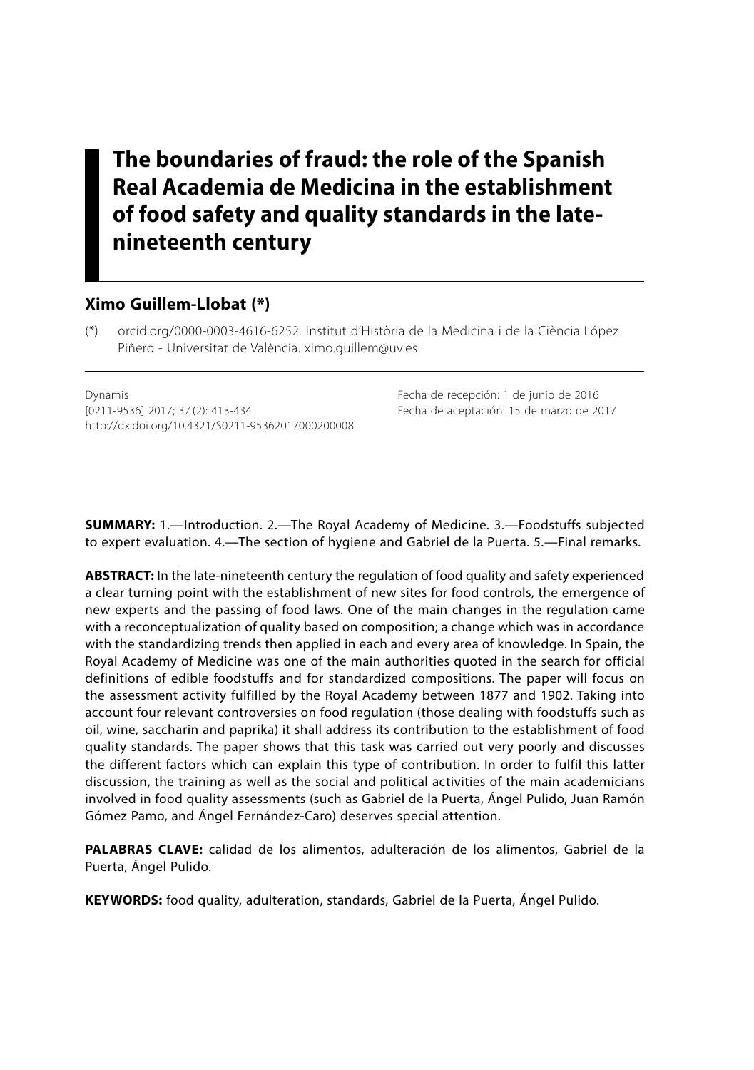# The boundaries of fraud: the role of the Spanish Real Academia de Medicina in the establishment of food safety and quality standards in the late-nineteenth century

## Ximo Guillem-Llobat (*)

(*) orcid.org/0000-0003-4616-6252. Institut d'Història de la Medicina i de la Ciència López Piñero - Universitat de València. ximo.guillem@uv.es

Dynamis
[0211-9536] 2017; 37 (2): 413-434
http://dx.doi.org/10.4321/S0211-95362017000200008

Fecha de recepción: 1 de junio de 2016
Fecha de aceptación: 15 de marzo de 2017

**SUMMARY:** 1.—Introduction. 2.—The Royal Academy of Medicine. 3.—Foodstuffs subjected to expert evaluation. 4.—The section of hygiene and Gabriel de la Puerta. 5.—Final remarks.

**ABSTRACT:** In the late-nineteenth century the regulation of food quality and safety experienced a clear turning point with the establishment of new sites for food controls, the emergence of new experts and the passing of food laws. One of the main changes in the regulation came with a reconceptualization of quality based on composition; a change which was in accordance with the standardizing trends then applied in each and every area of knowledge. In Spain, the Royal Academy of Medicine was one of the main authorities quoted in the search for official definitions of edible foodstuffs and for standardized compositions. The paper will focus on the assessment activity fulfilled by the Royal Academy between 1877 and 1902. Taking into account four relevant controversies on food regulation (those dealing with foodstuffs such as oil, wine, saccharin and paprika) it shall address its contribution to the establishment of food quality standards. The paper shows that this task was carried out very poorly and discusses the different factors which can explain this type of contribution. In order to fulfil this latter discussion, the training as well as the social and political activities of the main academicians involved in food quality assessments (such as Gabriel de la Puerta, Ángel Pulido, Juan Ramón Gómez Pamo, and Ángel Fernández-Caro) deserves special attention.

**PALABRAS CLAVE:** calidad de los alimentos, adulteración de los alimentos, Gabriel de la Puerta, Ángel Pulido.

**KEYWORDS:** food quality, adulteration, standards, Gabriel de la Puerta, Ángel Pulido.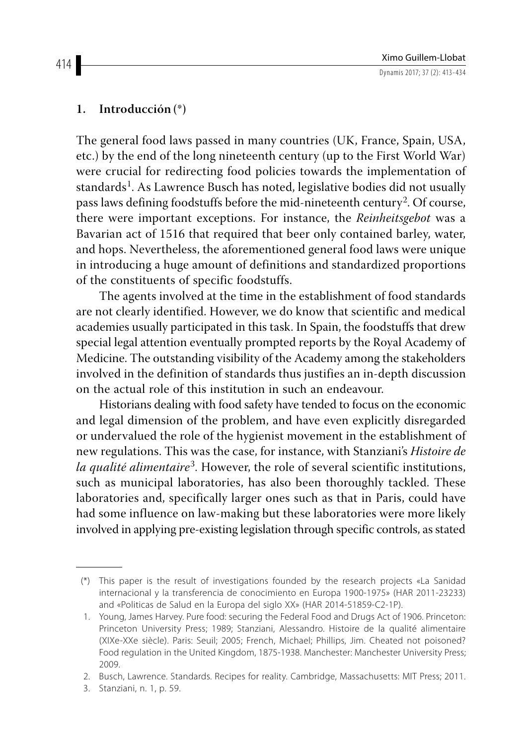## 1. Introducción (*)

The general food laws passed in many countries (UK, France, Spain, USA, etc.) by the end of the long nineteenth century (up to the First World War) were crucial for redirecting food policies towards the implementation of standards[1]. As Lawrence Busch has noted, legislative bodies did not usually pass laws defining foodstuffs before the mid-nineteenth century[2]. Of course, there were important exceptions. For instance, the *Reinheitsgebot* was a Bavarian act of 1516 that required that beer only contained barley, water, and hops. Nevertheless, the aforementioned general food laws were unique in introducing a huge amount of definitions and standardized proportions of the constituents of specific foodstuffs.

The agents involved at the time in the establishment of food standards are not clearly identified. However, we do know that scientific and medical academies usually participated in this task. In Spain, the foodstuffs that drew special legal attention eventually prompted reports by the Royal Academy of Medicine. The outstanding visibility of the Academy among the stakeholders involved in the definition of standards thus justifies an in-depth discussion on the actual role of this institution in such an endeavour.

Historians dealing with food safety have tended to focus on the economic and legal dimension of the problem, and have even explicitly disregarded or undervalued the role of the hygienist movement in the establishment of new regulations. This was the case, for instance, with Stanziani's *Histoire de la qualité alimentaire*[3]. However, the role of several scientific institutions, such as municipal laboratories, has also been thoroughly tackled. These laboratories and, specifically larger ones such as that in Paris, could have had some influence on law-making but these laboratories were more likely involved in applying pre-existing legislation through specific controls, as stated

---

(*) This paper is the result of investigations founded by the research projects «La Sanidad internacional y la transferencia de conocimiento en Europa 1900-1975» (HAR 2011-23233) and «Politicas de Salud en la Europa del siglo XX» (HAR 2014-51859-C2-1P).

1. Young, James Harvey. Pure food: securing the Federal Food and Drugs Act of 1906. Princeton: Princeton University Press; 1989; Stanziani, Alessandro. Histoire de la qualité alimentaire (XIXe-XXe siècle). Paris: Seuil; 2005; French, Michael; Phillips, Jim. Cheated not poisoned? Food regulation in the United Kingdom, 1875-1938. Manchester: Manchester University Press; 2009.
2. Busch, Lawrence. Standards. Recipes for reality. Cambridge, Massachusetts: MIT Press; 2011.
3. Stanziani, n. 1, p. 59.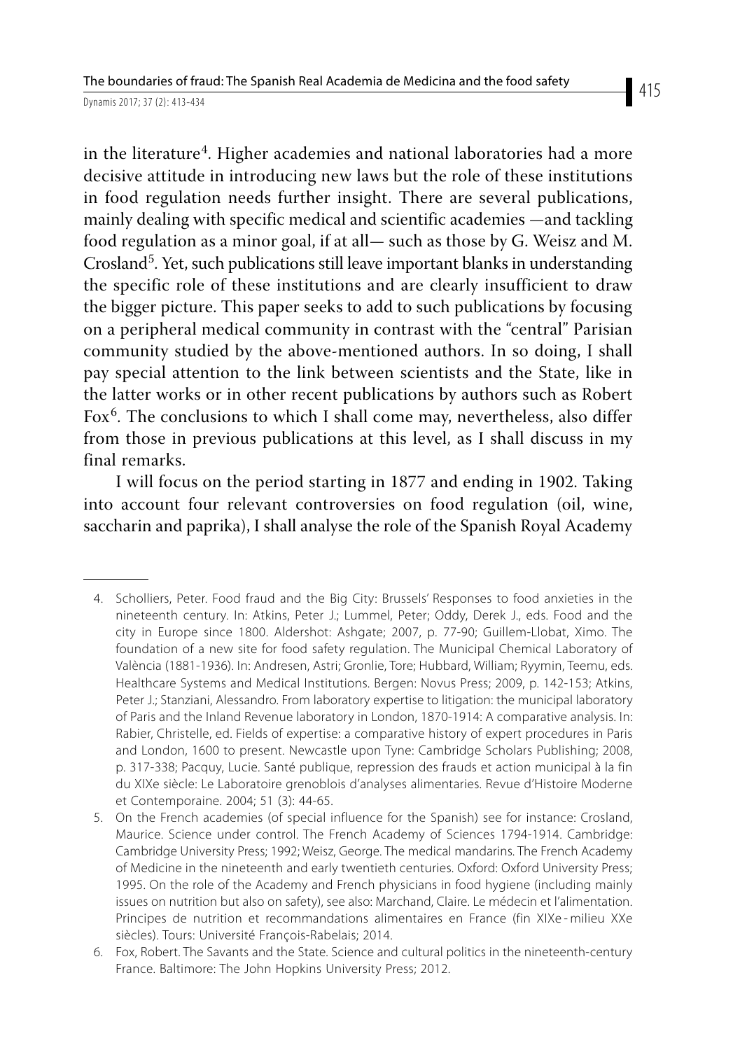in the literature[4]. Higher academies and national laboratories had a more decisive attitude in introducing new laws but the role of these institutions in food regulation needs further insight. There are several publications, mainly dealing with specific medical and scientific academies —and tackling food regulation as a minor goal, if at all— such as those by G. Weisz and M. Crosland[5]. Yet, such publications still leave important blanks in understanding the specific role of these institutions and are clearly insufficient to draw the bigger picture. This paper seeks to add to such publications by focusing on a peripheral medical community in contrast with the "central" Parisian community studied by the above-mentioned authors. In so doing, I shall pay special attention to the link between scientists and the State, like in the latter works or in other recent publications by authors such as Robert Fox[6]. The conclusions to which I shall come may, nevertheless, also differ from those in previous publications at this level, as I shall discuss in my final remarks.

I will focus on the period starting in 1877 and ending in 1902. Taking into account four relevant controversies on food regulation (oil, wine, saccharin and paprika), I shall analyse the role of the Spanish Royal Academy

---

4. Scholliers, Peter. Food fraud and the Big City: Brussels' Responses to food anxieties in the nineteenth century. In: Atkins, Peter J.; Lummel, Peter; Oddy, Derek J., eds. Food and the city in Europe since 1800. Aldershot: Ashgate; 2007, p. 77-90; Guillem-Llobat, Ximo. The foundation of a new site for food safety regulation. The Municipal Chemical Laboratory of València (1881-1936). In: Andresen, Astri; Gronlie, Tore; Hubbard, William; Ryymin, Teemu, eds. Healthcare Systems and Medical Institutions. Bergen: Novus Press; 2009, p. 142-153; Atkins, Peter J.; Stanziani, Alessandro. From laboratory expertise to litigation: the municipal laboratory of Paris and the Inland Revenue laboratory in London, 1870-1914: A comparative analysis. In: Rabier, Christelle, ed. Fields of expertise: a comparative history of expert procedures in Paris and London, 1600 to present. Newcastle upon Tyne: Cambridge Scholars Publishing; 2008, p. 317-338; Pacquy, Lucie. Santé publique, repression des frauds et action municipal à la fin du XIXe siècle: Le Laboratoire grenoblois d'analyses alimentaries. Revue d'Histoire Moderne et Contemporaine. 2004; 51 (3): 44-65.
5. On the French academies (of special influence for the Spanish) see for instance: Crosland, Maurice. Science under control. The French Academy of Sciences 1794-1914. Cambridge: Cambridge University Press; 1992; Weisz, George. The medical mandarins. The French Academy of Medicine in the nineteenth and early twentieth centuries. Oxford: Oxford University Press; 1995. On the role of the Academy and French physicians in food hygiene (including mainly issues on nutrition but also on safety), see also: Marchand, Claire. Le médecin et l'alimentation. Principes de nutrition et recommandations alimentaires en France (fin XIXe - milieu XXe siècles). Tours: Université François-Rabelais; 2014.
6. Fox, Robert. The Savants and the State. Science and cultural politics in the nineteenth-century France. Baltimore: The John Hopkins University Press; 2012.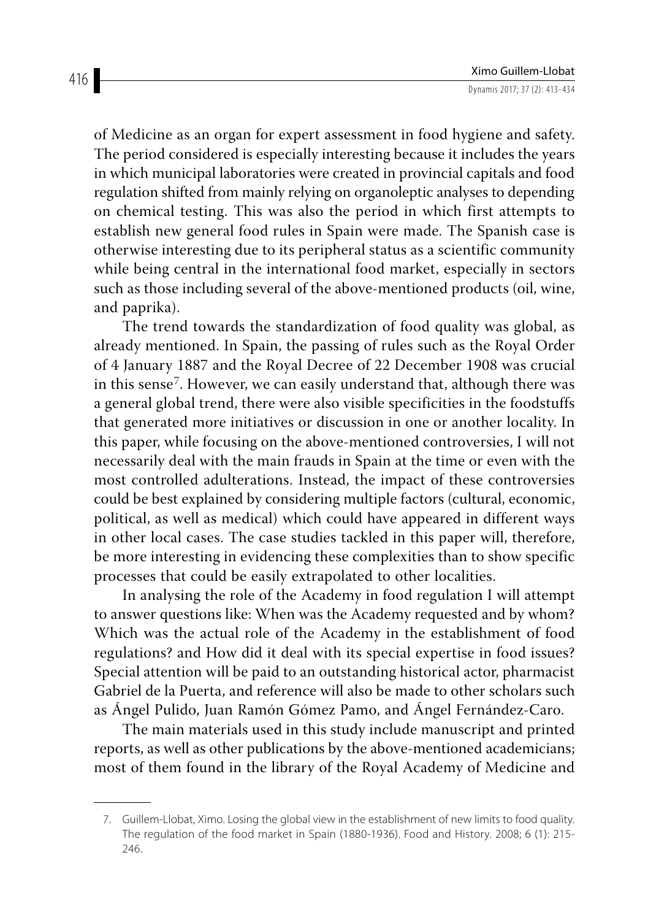of Medicine as an organ for expert assessment in food hygiene and safety. The period considered is especially interesting because it includes the years in which municipal laboratories were created in provincial capitals and food regulation shifted from mainly relying on organoleptic analyses to depending on chemical testing. This was also the period in which first attempts to establish new general food rules in Spain were made. The Spanish case is otherwise interesting due to its peripheral status as a scientific community while being central in the international food market, especially in sectors such as those including several of the above-mentioned products (oil, wine, and paprika).

The trend towards the standardization of food quality was global, as already mentioned. In Spain, the passing of rules such as the Royal Order of 4 January 1887 and the Royal Decree of 22 December 1908 was crucial in this sense[7]. However, we can easily understand that, although there was a general global trend, there were also visible specificities in the foodstuffs that generated more initiatives or discussion in one or another locality. In this paper, while focusing on the above-mentioned controversies, I will not necessarily deal with the main frauds in Spain at the time or even with the most controlled adulterations. Instead, the impact of these controversies could be best explained by considering multiple factors (cultural, economic, political, as well as medical) which could have appeared in different ways in other local cases. The case studies tackled in this paper will, therefore, be more interesting in evidencing these complexities than to show specific processes that could be easily extrapolated to other localities.

In analysing the role of the Academy in food regulation I will attempt to answer questions like: When was the Academy requested and by whom? Which was the actual role of the Academy in the establishment of food regulations? and How did it deal with its special expertise in food issues? Special attention will be paid to an outstanding historical actor, pharmacist Gabriel de la Puerta, and reference will also be made to other scholars such as Ángel Pulido, Juan Ramón Gómez Pamo, and Ángel Fernández-Caro.

The main materials used in this study include manuscript and printed reports, as well as other publications by the above-mentioned academicians; most of them found in the library of the Royal Academy of Medicine and

---

7. Guillem-Llobat, Ximo. Losing the global view in the establishment of new limits to food quality. The regulation of the food market in Spain (1880-1936). Food and History. 2008; 6 (1): 215-246.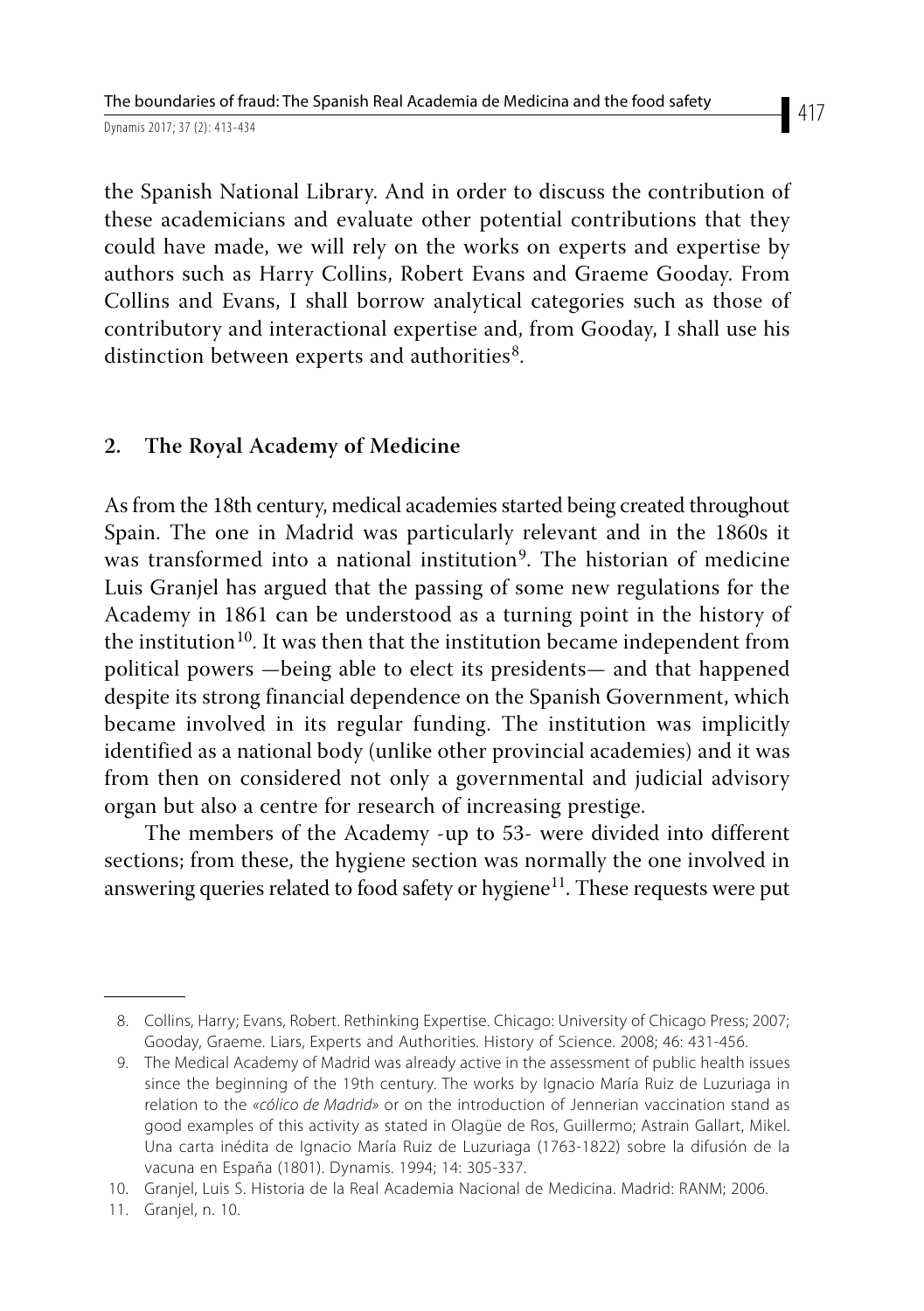the Spanish National Library. And in order to discuss the contribution of these academicians and evaluate other potential contributions that they could have made, we will rely on the works on experts and expertise by authors such as Harry Collins, Robert Evans and Graeme Gooday. From Collins and Evans, I shall borrow analytical categories such as those of contributory and interactional expertise and, from Gooday, I shall use his distinction between experts and authorities[8].

## 2. The Royal Academy of Medicine

As from the 18th century, medical academies started being created throughout Spain. The one in Madrid was particularly relevant and in the 1860s it was transformed into a national institution[9]. The historian of medicine Luis Granjel has argued that the passing of some new regulations for the Academy in 1861 can be understood as a turning point in the history of the institution[10]. It was then that the institution became independent from political powers —being able to elect its presidents— and that happened despite its strong financial dependence on the Spanish Government, which became involved in its regular funding. The institution was implicitly identified as a national body (unlike other provincial academies) and it was from then on considered not only a governmental and judicial advisory organ but also a centre for research of increasing prestige.

The members of the Academy -up to 53- were divided into different sections; from these, the hygiene section was normally the one involved in answering queries related to food safety or hygiene[11]. These requests were put

---

8. Collins, Harry; Evans, Robert. Rethinking Expertise. Chicago: University of Chicago Press; 2007; Gooday, Graeme. Liars, Experts and Authorities. History of Science. 2008; 46: 431-456.
9. The Medical Academy of Madrid was already active in the assessment of public health issues since the beginning of the 19th century. The works by Ignacio María Ruiz de Luzuriaga in relation to the *«cólico de Madrid»* or on the introduction of Jennerian vaccination stand as good examples of this activity as stated in Olagüe de Ros, Guillermo; Astrain Gallart, Mikel. Una carta inédita de Ignacio María Ruiz de Luzuriaga (1763-1822) sobre la difusión de la vacuna en España (1801). Dynamis. 1994; 14: 305-337.
10. Granjel, Luis S. Historia de la Real Academia Nacional de Medicina. Madrid: RANM; 2006.
11. Granjel, n. 10.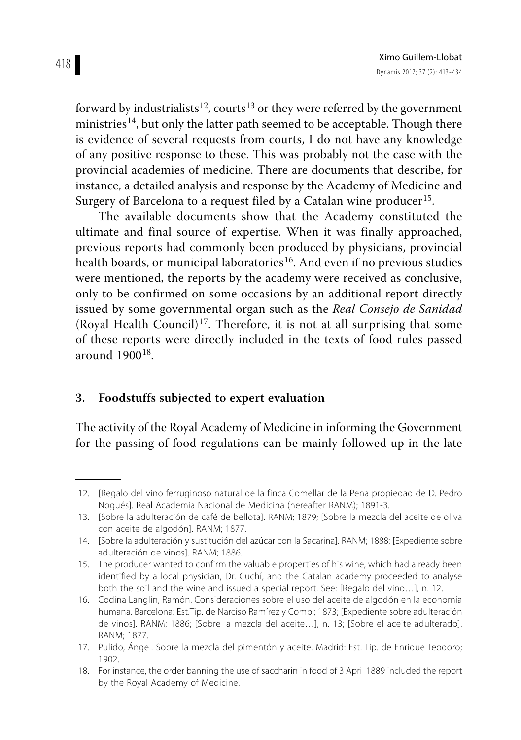forward by industrialists[12], courts[13] or they were referred by the government ministries[14], but only the latter path seemed to be acceptable. Though there is evidence of several requests from courts, I do not have any knowledge of any positive response to these. This was probably not the case with the provincial academies of medicine. There are documents that describe, for instance, a detailed analysis and response by the Academy of Medicine and Surgery of Barcelona to a request filed by a Catalan wine producer[15].

The available documents show that the Academy constituted the ultimate and final source of expertise. When it was finally approached, previous reports had commonly been produced by physicians, provincial health boards, or municipal laboratories[16]. And even if no previous studies were mentioned, the reports by the academy were received as conclusive, only to be confirmed on some occasions by an additional report directly issued by some governmental organ such as the *Real Consejo de Sanidad* (Royal Health Council)[17]. Therefore, it is not at all surprising that some of these reports were directly included in the texts of food rules passed around 1900[18].

## 3. Foodstuffs subjected to expert evaluation

The activity of the Royal Academy of Medicine in informing the Government for the passing of food regulations can be mainly followed up in the late

---

12. [Regalo del vino ferruginoso natural de la finca Comellar de la Pena propiedad de D. Pedro Nogués]. Real Academia Nacional de Medicina (hereafter RANM); 1891-3.
13. [Sobre la adulteración de café de bellota]. RANM; 1879; [Sobre la mezcla del aceite de oliva con aceite de algodón]. RANM; 1877.
14. [Sobre la adulteración y sustitución del azúcar con la Sacarina]. RANM; 1888; [Expediente sobre adulteración de vinos]. RANM; 1886.
15. The producer wanted to confirm the valuable properties of his wine, which had already been identified by a local physician, Dr. Cuchí, and the Catalan academy proceeded to analyse both the soil and the wine and issued a special report. See: [Regalo del vino…], n. 12.
16. Codina Langlin, Ramón. Consideraciones sobre el uso del aceite de algodón en la economía humana. Barcelona: Est.Tip. de Narciso Ramírez y Comp.; 1873; [Expediente sobre adulteración de vinos]. RANM; 1886; [Sobre la mezcla del aceite…], n. 13; [Sobre el aceite adulterado]. RANM; 1877.
17. Pulido, Ángel. Sobre la mezcla del pimentón y aceite. Madrid: Est. Tip. de Enrique Teodoro; 1902.
18. For instance, the order banning the use of saccharin in food of 3 April 1889 included the report by the Royal Academy of Medicine.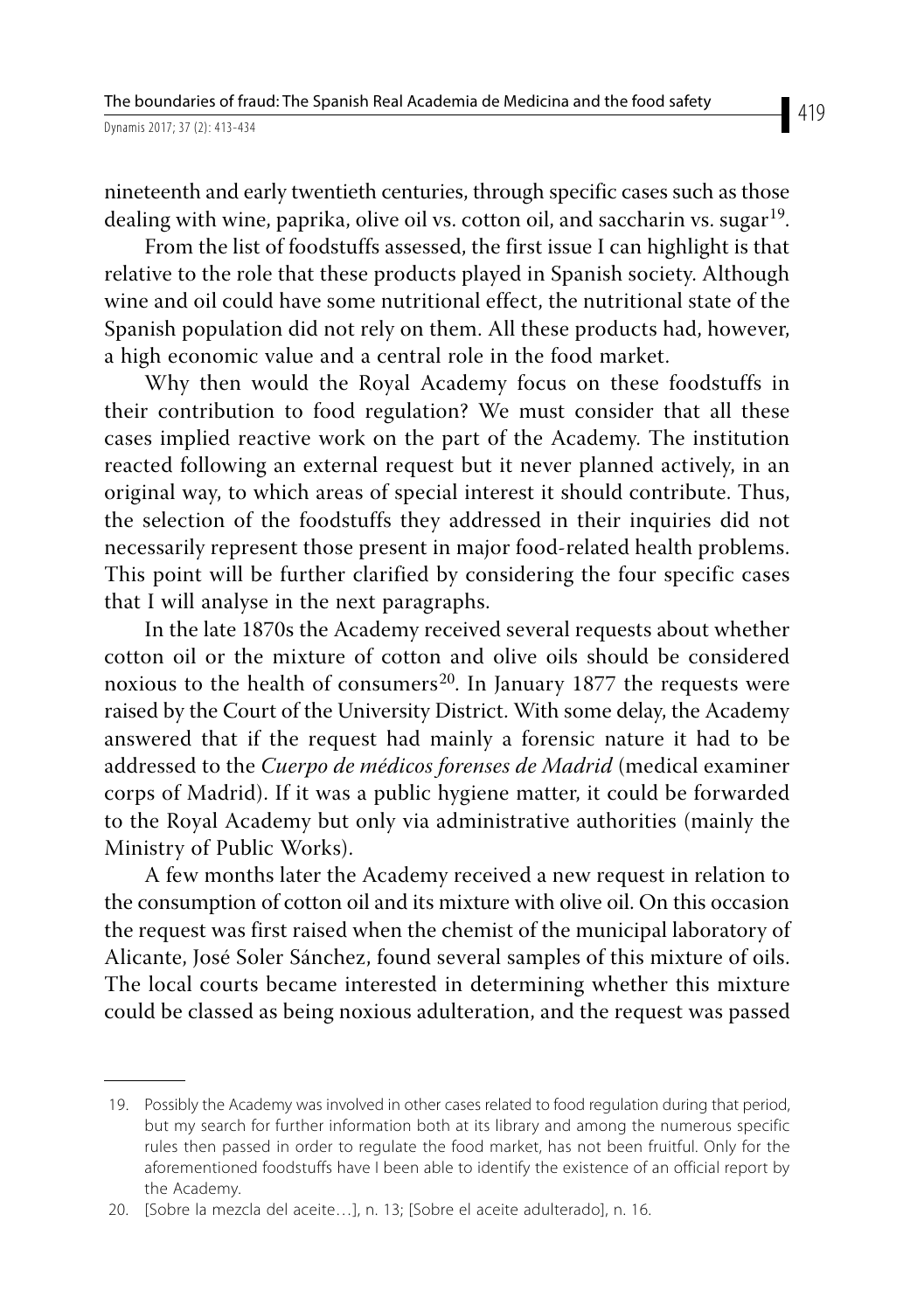nineteenth and early twentieth centuries, through specific cases such as those dealing with wine, paprika, olive oil vs. cotton oil, and saccharin vs. sugar[19].

From the list of foodstuffs assessed, the first issue I can highlight is that relative to the role that these products played in Spanish society. Although wine and oil could have some nutritional effect, the nutritional state of the Spanish population did not rely on them. All these products had, however, a high economic value and a central role in the food market.

Why then would the Royal Academy focus on these foodstuffs in their contribution to food regulation? We must consider that all these cases implied reactive work on the part of the Academy. The institution reacted following an external request but it never planned actively, in an original way, to which areas of special interest it should contribute. Thus, the selection of the foodstuffs they addressed in their inquiries did not necessarily represent those present in major food-related health problems. This point will be further clarified by considering the four specific cases that I will analyse in the next paragraphs.

In the late 1870s the Academy received several requests about whether cotton oil or the mixture of cotton and olive oils should be considered noxious to the health of consumers[20]. In January 1877 the requests were raised by the Court of the University District. With some delay, the Academy answered that if the request had mainly a forensic nature it had to be addressed to the *Cuerpo de médicos forenses de Madrid* (medical examiner corps of Madrid). If it was a public hygiene matter, it could be forwarded to the Royal Academy but only via administrative authorities (mainly the Ministry of Public Works).

A few months later the Academy received a new request in relation to the consumption of cotton oil and its mixture with olive oil. On this occasion the request was first raised when the chemist of the municipal laboratory of Alicante, José Soler Sánchez, found several samples of this mixture of oils. The local courts became interested in determining whether this mixture could be classed as being noxious adulteration, and the request was passed

19. Possibly the Academy was involved in other cases related to food regulation during that period, but my search for further information both at its library and among the numerous specific rules then passed in order to regulate the food market, has not been fruitful. Only for the aforementioned foodstuffs have I been able to identify the existence of an official report by the Academy.

20. [Sobre la mezcla del aceite…], n. 13; [Sobre el aceite adulterado], n. 16.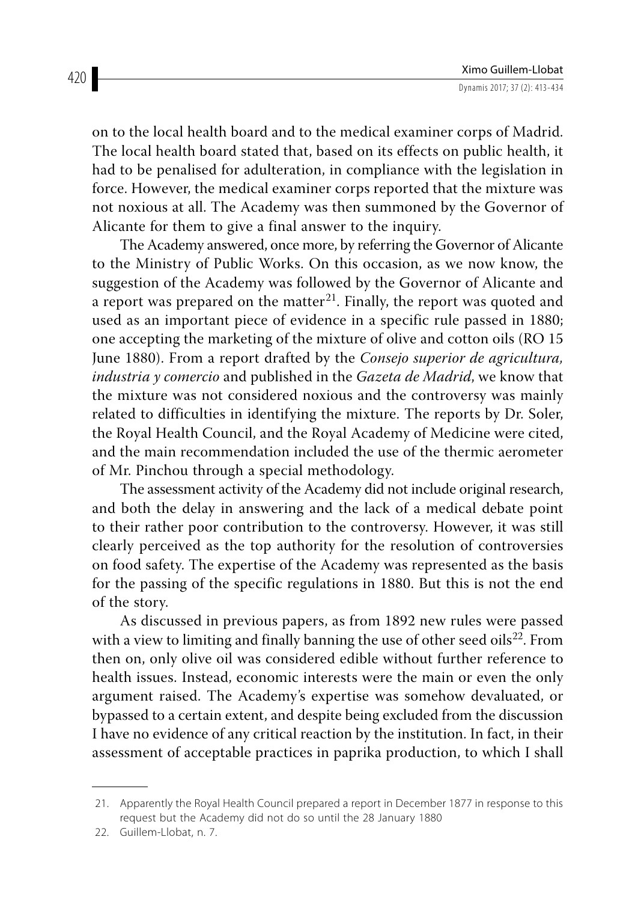on to the local health board and to the medical examiner corps of Madrid. The local health board stated that, based on its effects on public health, it had to be penalised for adulteration, in compliance with the legislation in force. However, the medical examiner corps reported that the mixture was not noxious at all. The Academy was then summoned by the Governor of Alicante for them to give a final answer to the inquiry.

The Academy answered, once more, by referring the Governor of Alicante to the Ministry of Public Works. On this occasion, as we now know, the suggestion of the Academy was followed by the Governor of Alicante and a report was prepared on the matter[21]. Finally, the report was quoted and used as an important piece of evidence in a specific rule passed in 1880; one accepting the marketing of the mixture of olive and cotton oils (RO 15 June 1880). From a report drafted by the *Consejo superior de agricultura, industria y comercio* and published in the *Gazeta de Madrid*, we know that the mixture was not considered noxious and the controversy was mainly related to difficulties in identifying the mixture. The reports by Dr. Soler, the Royal Health Council, and the Royal Academy of Medicine were cited, and the main recommendation included the use of the thermic aerometer of Mr. Pinchou through a special methodology.

The assessment activity of the Academy did not include original research, and both the delay in answering and the lack of a medical debate point to their rather poor contribution to the controversy. However, it was still clearly perceived as the top authority for the resolution of controversies on food safety. The expertise of the Academy was represented as the basis for the passing of the specific regulations in 1880. But this is not the end of the story.

As discussed in previous papers, as from 1892 new rules were passed with a view to limiting and finally banning the use of other seed oils[22]. From then on, only olive oil was considered edible without further reference to health issues. Instead, economic interests were the main or even the only argument raised. The Academy's expertise was somehow devaluated, or bypassed to a certain extent, and despite being excluded from the discussion I have no evidence of any critical reaction by the institution. In fact, in their assessment of acceptable practices in paprika production, to which I shall

---

21. Apparently the Royal Health Council prepared a report in December 1877 in response to this request but the Academy did not do so until the 28 January 1880

22. Guillem-Llobat, n. 7.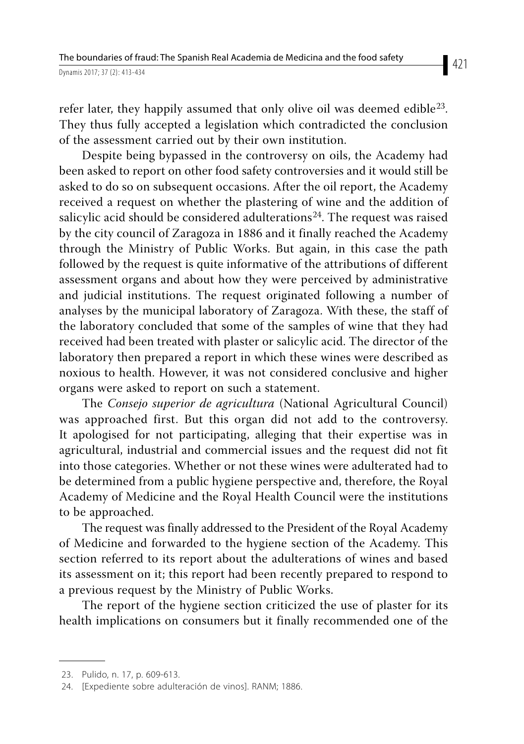refer later, they happily assumed that only olive oil was deemed edible[23]. They thus fully accepted a legislation which contradicted the conclusion of the assessment carried out by their own institution.

Despite being bypassed in the controversy on oils, the Academy had been asked to report on other food safety controversies and it would still be asked to do so on subsequent occasions. After the oil report, the Academy received a request on whether the plastering of wine and the addition of salicylic acid should be considered adulterations[24]. The request was raised by the city council of Zaragoza in 1886 and it finally reached the Academy through the Ministry of Public Works. But again, in this case the path followed by the request is quite informative of the attributions of different assessment organs and about how they were perceived by administrative and judicial institutions. The request originated following a number of analyses by the municipal laboratory of Zaragoza. With these, the staff of the laboratory concluded that some of the samples of wine that they had received had been treated with plaster or salicylic acid. The director of the laboratory then prepared a report in which these wines were described as noxious to health. However, it was not considered conclusive and higher organs were asked to report on such a statement.

The *Consejo superior de agricultura* (National Agricultural Council) was approached first. But this organ did not add to the controversy. It apologised for not participating, alleging that their expertise was in agricultural, industrial and commercial issues and the request did not fit into those categories. Whether or not these wines were adulterated had to be determined from a public hygiene perspective and, therefore, the Royal Academy of Medicine and the Royal Health Council were the institutions to be approached.

The request was finally addressed to the President of the Royal Academy of Medicine and forwarded to the hygiene section of the Academy. This section referred to its report about the adulterations of wines and based its assessment on it; this report had been recently prepared to respond to a previous request by the Ministry of Public Works.

The report of the hygiene section criticized the use of plaster for its health implications on consumers but it finally recommended one of the

---

23. Pulido, n. 17, p. 609-613.

24. [Expediente sobre adulteración de vinos]. RANM; 1886.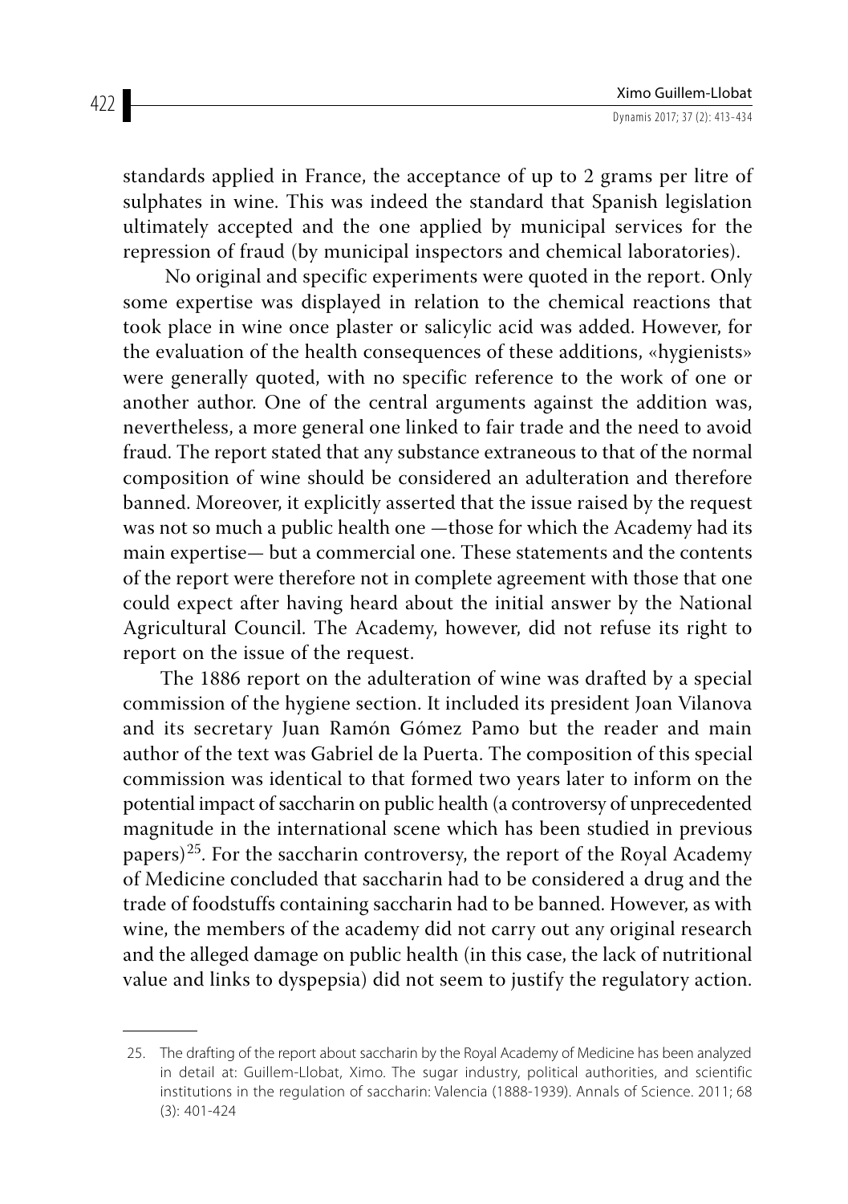standards applied in France, the acceptance of up to 2 grams per litre of sulphates in wine. This was indeed the standard that Spanish legislation ultimately accepted and the one applied by municipal services for the repression of fraud (by municipal inspectors and chemical laboratories).

No original and specific experiments were quoted in the report. Only some expertise was displayed in relation to the chemical reactions that took place in wine once plaster or salicylic acid was added. However, for the evaluation of the health consequences of these additions, «hygienists» were generally quoted, with no specific reference to the work of one or another author. One of the central arguments against the addition was, nevertheless, a more general one linked to fair trade and the need to avoid fraud. The report stated that any substance extraneous to that of the normal composition of wine should be considered an adulteration and therefore banned. Moreover, it explicitly asserted that the issue raised by the request was not so much a public health one —those for which the Academy had its main expertise— but a commercial one. These statements and the contents of the report were therefore not in complete agreement with those that one could expect after having heard about the initial answer by the National Agricultural Council. The Academy, however, did not refuse its right to report on the issue of the request.

The 1886 report on the adulteration of wine was drafted by a special commission of the hygiene section. It included its president Joan Vilanova and its secretary Juan Ramón Gómez Pamo but the reader and main author of the text was Gabriel de la Puerta. The composition of this special commission was identical to that formed two years later to inform on the potential impact of saccharin on public health (a controversy of unprecedented magnitude in the international scene which has been studied in previous papers)[25]. For the saccharin controversy, the report of the Royal Academy of Medicine concluded that saccharin had to be considered a drug and the trade of foodstuffs containing saccharin had to be banned. However, as with wine, the members of the academy did not carry out any original research and the alleged damage on public health (in this case, the lack of nutritional value and links to dyspepsia) did not seem to justify the regulatory action.

---

25. The drafting of the report about saccharin by the Royal Academy of Medicine has been analyzed in detail at: Guillem-Llobat, Ximo. The sugar industry, political authorities, and scientific institutions in the regulation of saccharin: Valencia (1888-1939). Annals of Science. 2011; 68 (3): 401-424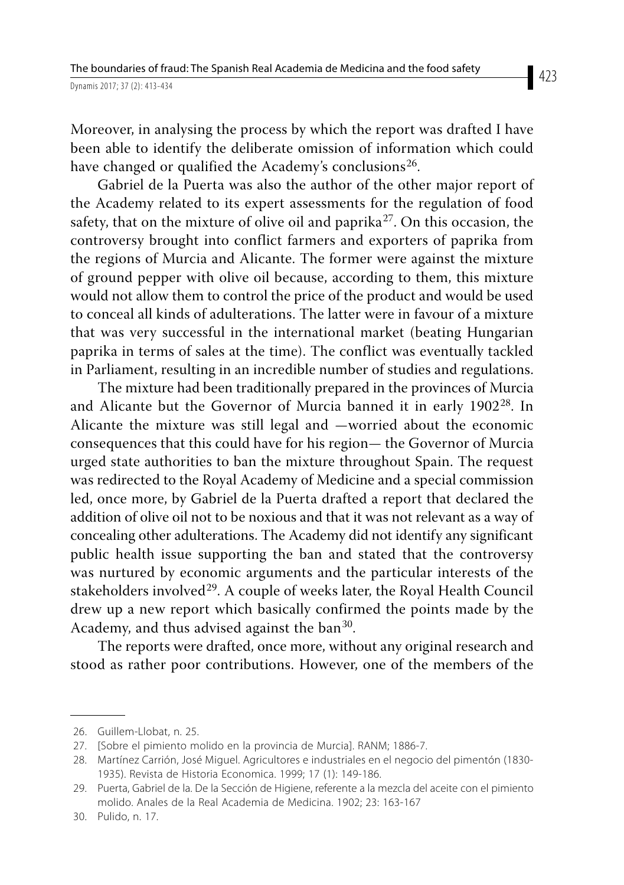Moreover, in analysing the process by which the report was drafted I have been able to identify the deliberate omission of information which could have changed or qualified the Academy's conclusions[26].

Gabriel de la Puerta was also the author of the other major report of the Academy related to its expert assessments for the regulation of food safety, that on the mixture of olive oil and paprika[27]. On this occasion, the controversy brought into conflict farmers and exporters of paprika from the regions of Murcia and Alicante. The former were against the mixture of ground pepper with olive oil because, according to them, this mixture would not allow them to control the price of the product and would be used to conceal all kinds of adulterations. The latter were in favour of a mixture that was very successful in the international market (beating Hungarian paprika in terms of sales at the time). The conflict was eventually tackled in Parliament, resulting in an incredible number of studies and regulations.

The mixture had been traditionally prepared in the provinces of Murcia and Alicante but the Governor of Murcia banned it in early 1902[28]. In Alicante the mixture was still legal and —worried about the economic consequences that this could have for his region— the Governor of Murcia urged state authorities to ban the mixture throughout Spain. The request was redirected to the Royal Academy of Medicine and a special commission led, once more, by Gabriel de la Puerta drafted a report that declared the addition of olive oil not to be noxious and that it was not relevant as a way of concealing other adulterations. The Academy did not identify any significant public health issue supporting the ban and stated that the controversy was nurtured by economic arguments and the particular interests of the stakeholders involved[29]. A couple of weeks later, the Royal Health Council drew up a new report which basically confirmed the points made by the Academy, and thus advised against the ban[30].

The reports were drafted, once more, without any original research and stood as rather poor contributions. However, one of the members of the

---

26. Guillem-Llobat, n. 25.
27. [Sobre el pimiento molido en la provincia de Murcia]. RANM; 1886-7.
28. Martínez Carrión, José Miguel. Agricultores e industriales en el negocio del pimentón (1830-1935). Revista de Historia Economica. 1999; 17 (1): 149-186.
29. Puerta, Gabriel de la. De la Sección de Higiene, referente a la mezcla del aceite con el pimiento molido. Anales de la Real Academia de Medicina. 1902; 23: 163-167
30. Pulido, n. 17.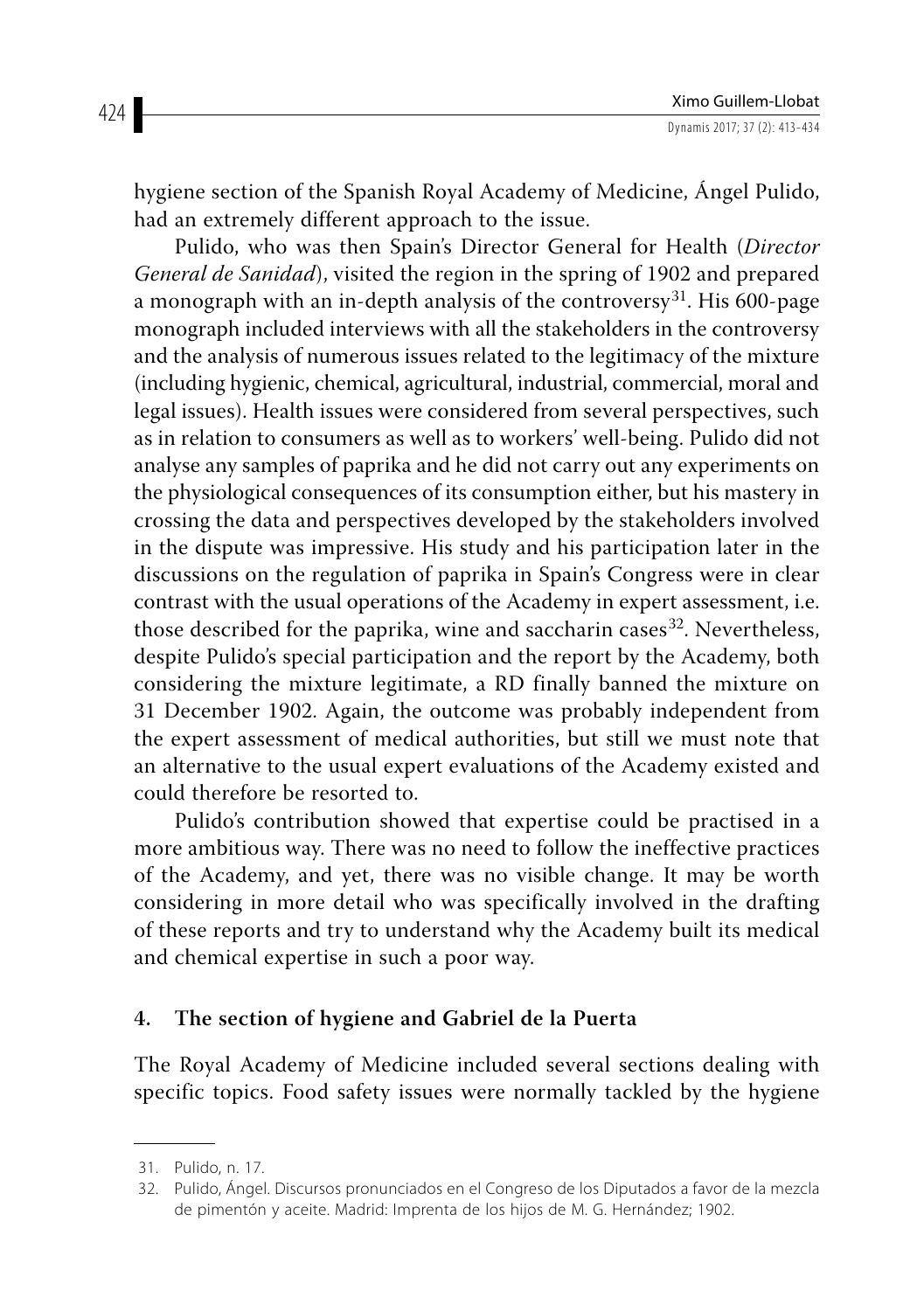hygiene section of the Spanish Royal Academy of Medicine, Ángel Pulido, had an extremely different approach to the issue.

Pulido, who was then Spain's Director General for Health (*Director General de Sanidad*), visited the region in the spring of 1902 and prepared a monograph with an in-depth analysis of the controversy[31]. His 600-page monograph included interviews with all the stakeholders in the controversy and the analysis of numerous issues related to the legitimacy of the mixture (including hygienic, chemical, agricultural, industrial, commercial, moral and legal issues). Health issues were considered from several perspectives, such as in relation to consumers as well as to workers' well-being. Pulido did not analyse any samples of paprika and he did not carry out any experiments on the physiological consequences of its consumption either, but his mastery in crossing the data and perspectives developed by the stakeholders involved in the dispute was impressive. His study and his participation later in the discussions on the regulation of paprika in Spain's Congress were in clear contrast with the usual operations of the Academy in expert assessment, i.e. those described for the paprika, wine and saccharin cases[32]. Nevertheless, despite Pulido's special participation and the report by the Academy, both considering the mixture legitimate, a RD finally banned the mixture on 31 December 1902. Again, the outcome was probably independent from the expert assessment of medical authorities, but still we must note that an alternative to the usual expert evaluations of the Academy existed and could therefore be resorted to.

Pulido's contribution showed that expertise could be practised in a more ambitious way. There was no need to follow the ineffective practices of the Academy, and yet, there was no visible change. It may be worth considering in more detail who was specifically involved in the drafting of these reports and try to understand why the Academy built its medical and chemical expertise in such a poor way.

## 4. The section of hygiene and Gabriel de la Puerta

The Royal Academy of Medicine included several sections dealing with specific topics. Food safety issues were normally tackled by the hygiene

---

31. Pulido, n. 17.
32. Pulido, Ángel. Discursos pronunciados en el Congreso de los Diputados a favor de la mezcla de pimentón y aceite. Madrid: Imprenta de los hijos de M. G. Hernández; 1902.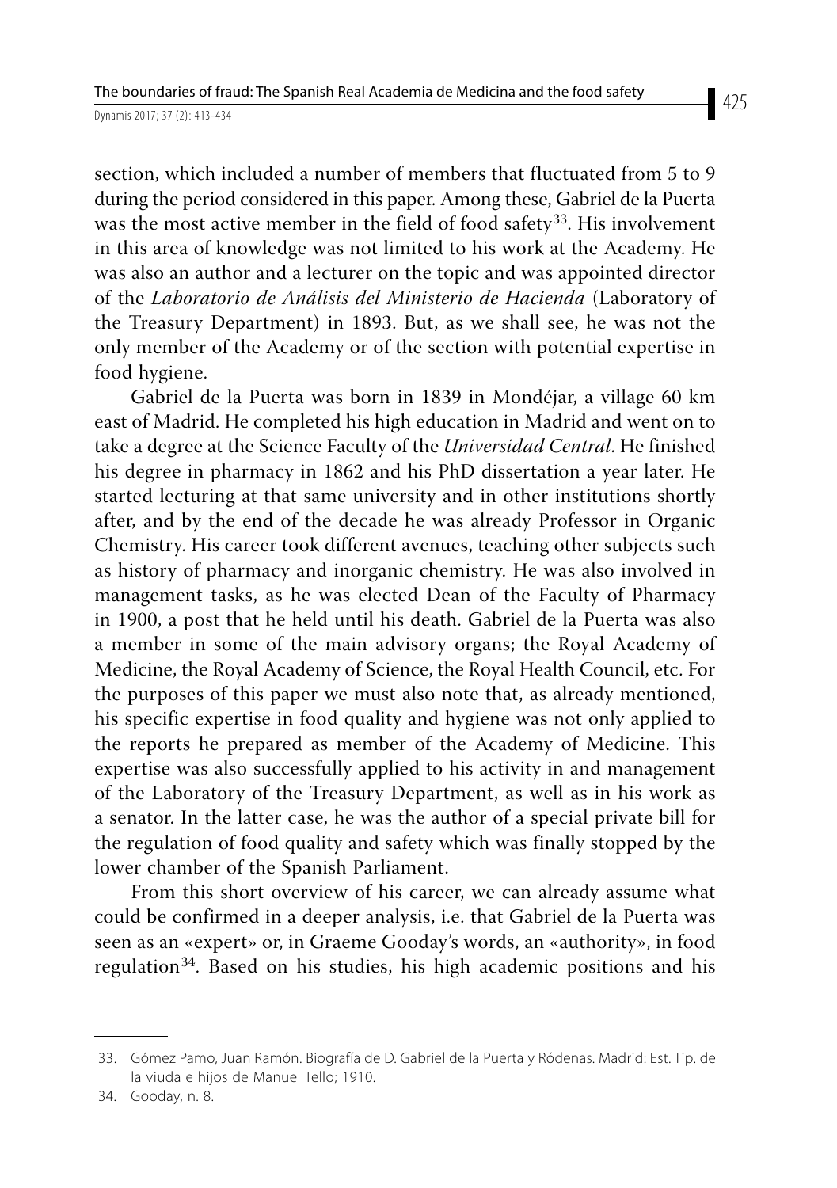section, which included a number of members that fluctuated from 5 to 9 during the period considered in this paper. Among these, Gabriel de la Puerta was the most active member in the field of food safety[33]. His involvement in this area of knowledge was not limited to his work at the Academy. He was also an author and a lecturer on the topic and was appointed director of the *Laboratorio de Análisis del Ministerio de Hacienda* (Laboratory of the Treasury Department) in 1893. But, as we shall see, he was not the only member of the Academy or of the section with potential expertise in food hygiene.

Gabriel de la Puerta was born in 1839 in Mondéjar, a village 60 km east of Madrid. He completed his high education in Madrid and went on to take a degree at the Science Faculty of the *Universidad Central*. He finished his degree in pharmacy in 1862 and his PhD dissertation a year later. He started lecturing at that same university and in other institutions shortly after, and by the end of the decade he was already Professor in Organic Chemistry. His career took different avenues, teaching other subjects such as history of pharmacy and inorganic chemistry. He was also involved in management tasks, as he was elected Dean of the Faculty of Pharmacy in 1900, a post that he held until his death. Gabriel de la Puerta was also a member in some of the main advisory organs; the Royal Academy of Medicine, the Royal Academy of Science, the Royal Health Council, etc. For the purposes of this paper we must also note that, as already mentioned, his specific expertise in food quality and hygiene was not only applied to the reports he prepared as member of the Academy of Medicine. This expertise was also successfully applied to his activity in and management of the Laboratory of the Treasury Department, as well as in his work as a senator. In the latter case, he was the author of a special private bill for the regulation of food quality and safety which was finally stopped by the lower chamber of the Spanish Parliament.

From this short overview of his career, we can already assume what could be confirmed in a deeper analysis, i.e. that Gabriel de la Puerta was seen as an «expert» or, in Graeme Gooday's words, an «authority», in food regulation[34]. Based on his studies, his high academic positions and his

---

33. Gómez Pamo, Juan Ramón. Biografía de D. Gabriel de la Puerta y Ródenas. Madrid: Est. Tip. de la viuda e hijos de Manuel Tello; 1910.

34. Gooday, n. 8.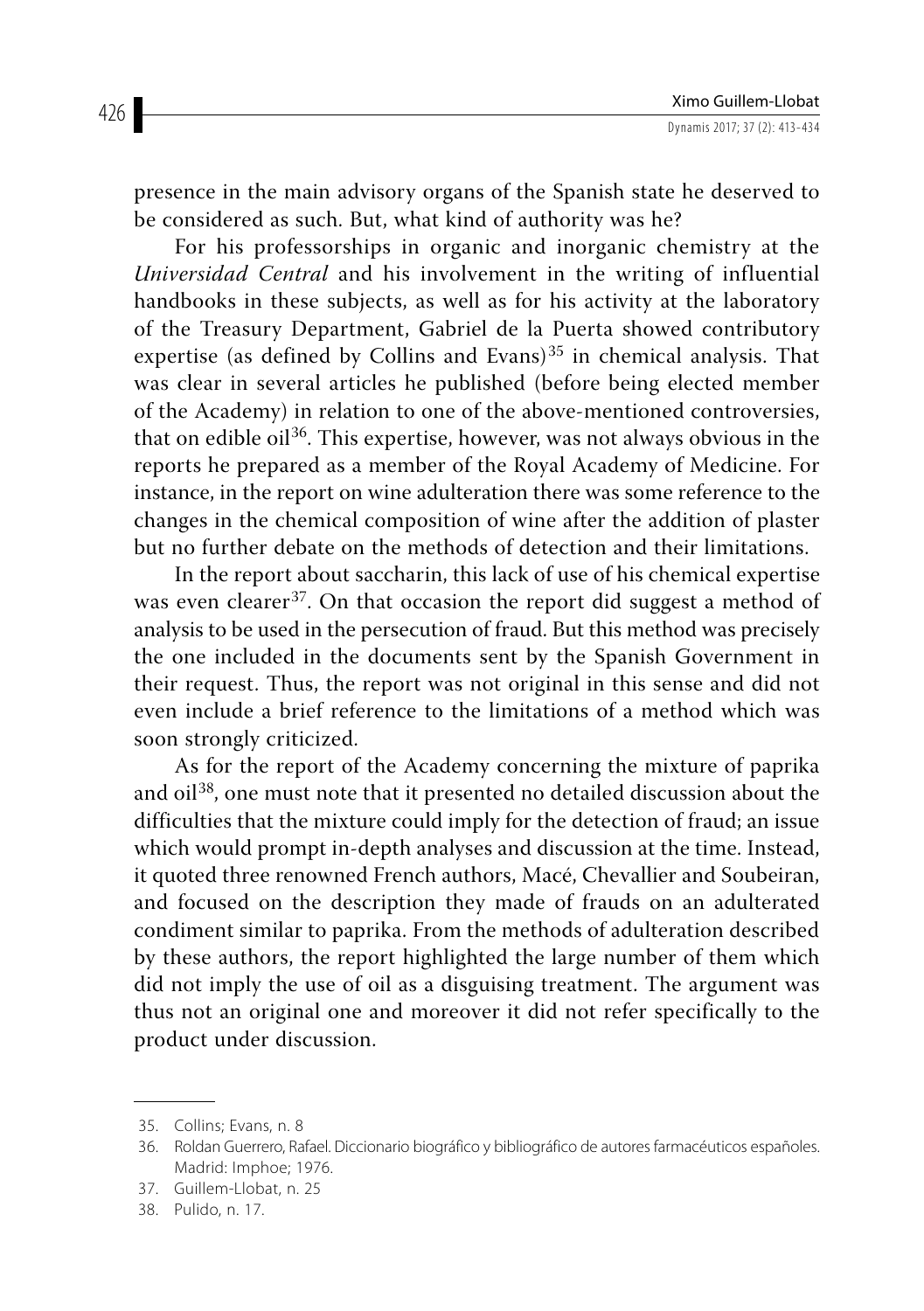presence in the main advisory organs of the Spanish state he deserved to be considered as such. But, what kind of authority was he?

For his professorships in organic and inorganic chemistry at the *Universidad Central* and his involvement in the writing of influential handbooks in these subjects, as well as for his activity at the laboratory of the Treasury Department, Gabriel de la Puerta showed contributory expertise (as defined by Collins and Evans)[35] in chemical analysis. That was clear in several articles he published (before being elected member of the Academy) in relation to one of the above-mentioned controversies, that on edible oil[36]. This expertise, however, was not always obvious in the reports he prepared as a member of the Royal Academy of Medicine. For instance, in the report on wine adulteration there was some reference to the changes in the chemical composition of wine after the addition of plaster but no further debate on the methods of detection and their limitations.

In the report about saccharin, this lack of use of his chemical expertise was even clearer[37]. On that occasion the report did suggest a method of analysis to be used in the persecution of fraud. But this method was precisely the one included in the documents sent by the Spanish Government in their request. Thus, the report was not original in this sense and did not even include a brief reference to the limitations of a method which was soon strongly criticized.

As for the report of the Academy concerning the mixture of paprika and oil[38], one must note that it presented no detailed discussion about the difficulties that the mixture could imply for the detection of fraud; an issue which would prompt in-depth analyses and discussion at the time. Instead, it quoted three renowned French authors, Macé, Chevallier and Soubeiran, and focused on the description they made of frauds on an adulterated condiment similar to paprika. From the methods of adulteration described by these authors, the report highlighted the large number of them which did not imply the use of oil as a disguising treatment. The argument was thus not an original one and moreover it did not refer specifically to the product under discussion.

---

35. Collins; Evans, n. 8
36. Roldan Guerrero, Rafael. Diccionario biográfico y bibliográfico de autores farmacéuticos españoles. Madrid: Imphoe; 1976.
37. Guillem-Llobat, n. 25
38. Pulido, n. 17.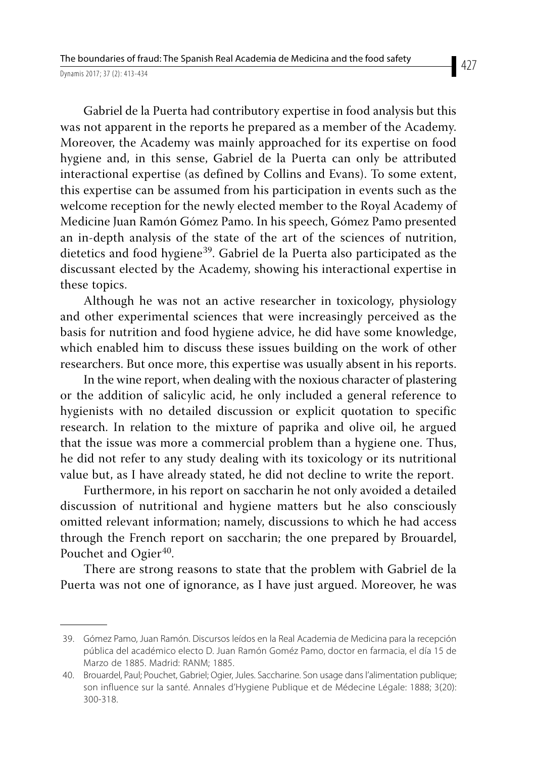Gabriel de la Puerta had contributory expertise in food analysis but this was not apparent in the reports he prepared as a member of the Academy. Moreover, the Academy was mainly approached for its expertise on food hygiene and, in this sense, Gabriel de la Puerta can only be attributed interactional expertise (as defined by Collins and Evans). To some extent, this expertise can be assumed from his participation in events such as the welcome reception for the newly elected member to the Royal Academy of Medicine Juan Ramón Gómez Pamo. In his speech, Gómez Pamo presented an in-depth analysis of the state of the art of the sciences of nutrition, dietetics and food hygiene[39]. Gabriel de la Puerta also participated as the discussant elected by the Academy, showing his interactional expertise in these topics.

Although he was not an active researcher in toxicology, physiology and other experimental sciences that were increasingly perceived as the basis for nutrition and food hygiene advice, he did have some knowledge, which enabled him to discuss these issues building on the work of other researchers. But once more, this expertise was usually absent in his reports.

In the wine report, when dealing with the noxious character of plastering or the addition of salicylic acid, he only included a general reference to hygienists with no detailed discussion or explicit quotation to specific research. In relation to the mixture of paprika and olive oil, he argued that the issue was more a commercial problem than a hygiene one. Thus, he did not refer to any study dealing with its toxicology or its nutritional value but, as I have already stated, he did not decline to write the report.

Furthermore, in his report on saccharin he not only avoided a detailed discussion of nutritional and hygiene matters but he also consciously omitted relevant information; namely, discussions to which he had access through the French report on saccharin; the one prepared by Brouardel, Pouchet and Ogier[40].

There are strong reasons to state that the problem with Gabriel de la Puerta was not one of ignorance, as I have just argued. Moreover, he was

---

39. Gómez Pamo, Juan Ramón. Discursos leídos en la Real Academia de Medicina para la recepción pública del académico electo D. Juan Ramón Goméz Pamo, doctor en farmacia, el día 15 de Marzo de 1885. Madrid: RANM; 1885.
40. Brouardel, Paul; Pouchet, Gabriel; Ogier, Jules. Saccharine. Son usage dans l'alimentation publique; son influence sur la santé. Annales d'Hygiene Publique et de Médecine Légale: 1888; 3(20): 300-318.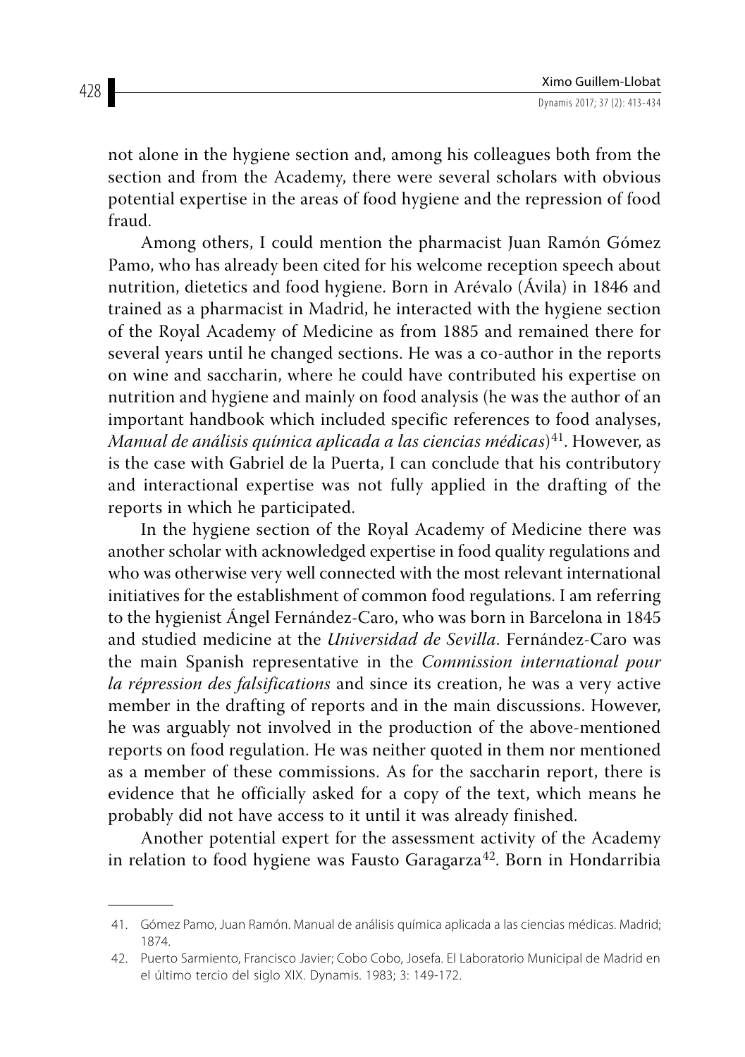not alone in the hygiene section and, among his colleagues both from the section and from the Academy, there were several scholars with obvious potential expertise in the areas of food hygiene and the repression of food fraud.

Among others, I could mention the pharmacist Juan Ramón Gómez Pamo, who has already been cited for his welcome reception speech about nutrition, dietetics and food hygiene. Born in Arévalo (Ávila) in 1846 and trained as a pharmacist in Madrid, he interacted with the hygiene section of the Royal Academy of Medicine as from 1885 and remained there for several years until he changed sections. He was a co-author in the reports on wine and saccharin, where he could have contributed his expertise on nutrition and hygiene and mainly on food analysis (he was the author of an important handbook which included specific references to food analyses, *Manual de análisis química aplicada a las ciencias médicas*)[41]. However, as is the case with Gabriel de la Puerta, I can conclude that his contributory and interactional expertise was not fully applied in the drafting of the reports in which he participated.

In the hygiene section of the Royal Academy of Medicine there was another scholar with acknowledged expertise in food quality regulations and who was otherwise very well connected with the most relevant international initiatives for the establishment of common food regulations. I am referring to the hygienist Ángel Fernández-Caro, who was born in Barcelona in 1845 and studied medicine at the *Universidad de Sevilla*. Fernández-Caro was the main Spanish representative in the *Commission international pour la répression des falsifications* and since its creation, he was a very active member in the drafting of reports and in the main discussions. However, he was arguably not involved in the production of the above-mentioned reports on food regulation. He was neither quoted in them nor mentioned as a member of these commissions. As for the saccharin report, there is evidence that he officially asked for a copy of the text, which means he probably did not have access to it until it was already finished.

Another potential expert for the assessment activity of the Academy in relation to food hygiene was Fausto Garagarza[42]. Born in Hondarribia

---

41. Gómez Pamo, Juan Ramón. Manual de análisis química aplicada a las ciencias médicas. Madrid; 1874.

42. Puerto Sarmiento, Francisco Javier; Cobo Cobo, Josefa. El Laboratorio Municipal de Madrid en el último tercio del siglo XIX. Dynamis. 1983; 3: 149-172.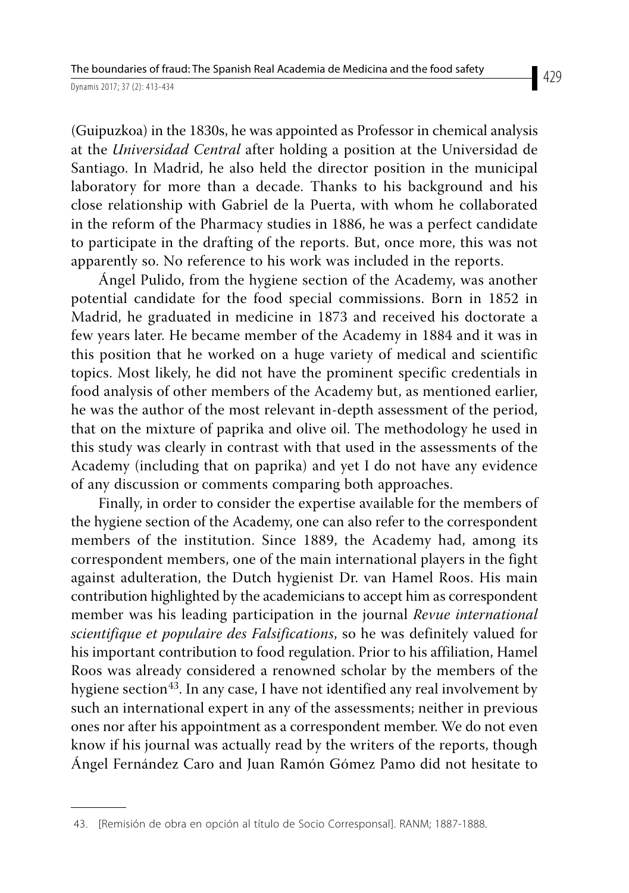(Guipuzkoa) in the 1830s, he was appointed as Professor in chemical analysis at the *Universidad Central* after holding a position at the Universidad de Santiago. In Madrid, he also held the director position in the municipal laboratory for more than a decade. Thanks to his background and his close relationship with Gabriel de la Puerta, with whom he collaborated in the reform of the Pharmacy studies in 1886, he was a perfect candidate to participate in the drafting of the reports. But, once more, this was not apparently so. No reference to his work was included in the reports.

Ángel Pulido, from the hygiene section of the Academy, was another potential candidate for the food special commissions. Born in 1852 in Madrid, he graduated in medicine in 1873 and received his doctorate a few years later. He became member of the Academy in 1884 and it was in this position that he worked on a huge variety of medical and scientific topics. Most likely, he did not have the prominent specific credentials in food analysis of other members of the Academy but, as mentioned earlier, he was the author of the most relevant in-depth assessment of the period, that on the mixture of paprika and olive oil. The methodology he used in this study was clearly in contrast with that used in the assessments of the Academy (including that on paprika) and yet I do not have any evidence of any discussion or comments comparing both approaches.

Finally, in order to consider the expertise available for the members of the hygiene section of the Academy, one can also refer to the correspondent members of the institution. Since 1889, the Academy had, among its correspondent members, one of the main international players in the fight against adulteration, the Dutch hygienist Dr. van Hamel Roos. His main contribution highlighted by the academicians to accept him as correspondent member was his leading participation in the journal *Revue international scientifique et populaire des Falsifications*, so he was definitely valued for his important contribution to food regulation. Prior to his affiliation, Hamel Roos was already considered a renowned scholar by the members of the hygiene section[43]. In any case, I have not identified any real involvement by such an international expert in any of the assessments; neither in previous ones nor after his appointment as a correspondent member. We do not even know if his journal was actually read by the writers of the reports, though Ángel Fernández Caro and Juan Ramón Gómez Pamo did not hesitate to

43. [Remisión de obra en opción al título de Socio Corresponsal]. RANM; 1887-1888.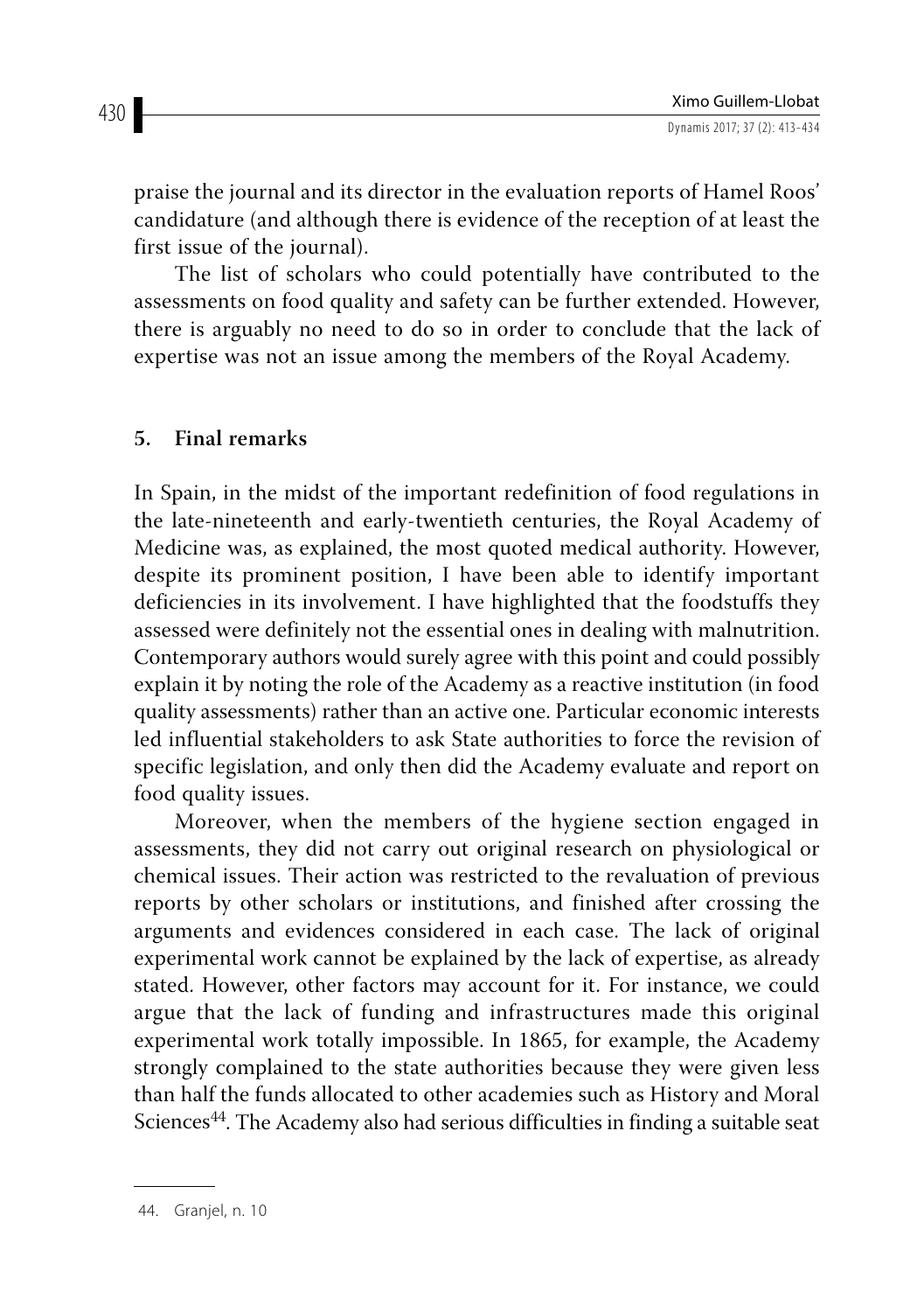praise the journal and its director in the evaluation reports of Hamel Roos' candidature (and although there is evidence of the reception of at least the first issue of the journal).

The list of scholars who could potentially have contributed to the assessments on food quality and safety can be further extended. However, there is arguably no need to do so in order to conclude that the lack of expertise was not an issue among the members of the Royal Academy.

## 5. Final remarks

In Spain, in the midst of the important redefinition of food regulations in the late-nineteenth and early-twentieth centuries, the Royal Academy of Medicine was, as explained, the most quoted medical authority. However, despite its prominent position, I have been able to identify important deficiencies in its involvement. I have highlighted that the foodstuffs they assessed were definitely not the essential ones in dealing with malnutrition. Contemporary authors would surely agree with this point and could possibly explain it by noting the role of the Academy as a reactive institution (in food quality assessments) rather than an active one. Particular economic interests led influential stakeholders to ask State authorities to force the revision of specific legislation, and only then did the Academy evaluate and report on food quality issues.

Moreover, when the members of the hygiene section engaged in assessments, they did not carry out original research on physiological or chemical issues. Their action was restricted to the revaluation of previous reports by other scholars or institutions, and finished after crossing the arguments and evidences considered in each case. The lack of original experimental work cannot be explained by the lack of expertise, as already stated. However, other factors may account for it. For instance, we could argue that the lack of funding and infrastructures made this original experimental work totally impossible. In 1865, for example, the Academy strongly complained to the state authorities because they were given less than half the funds allocated to other academies such as History and Moral Sciences[44]. The Academy also had serious difficulties in finding a suitable seat

44. Granjel, n. 10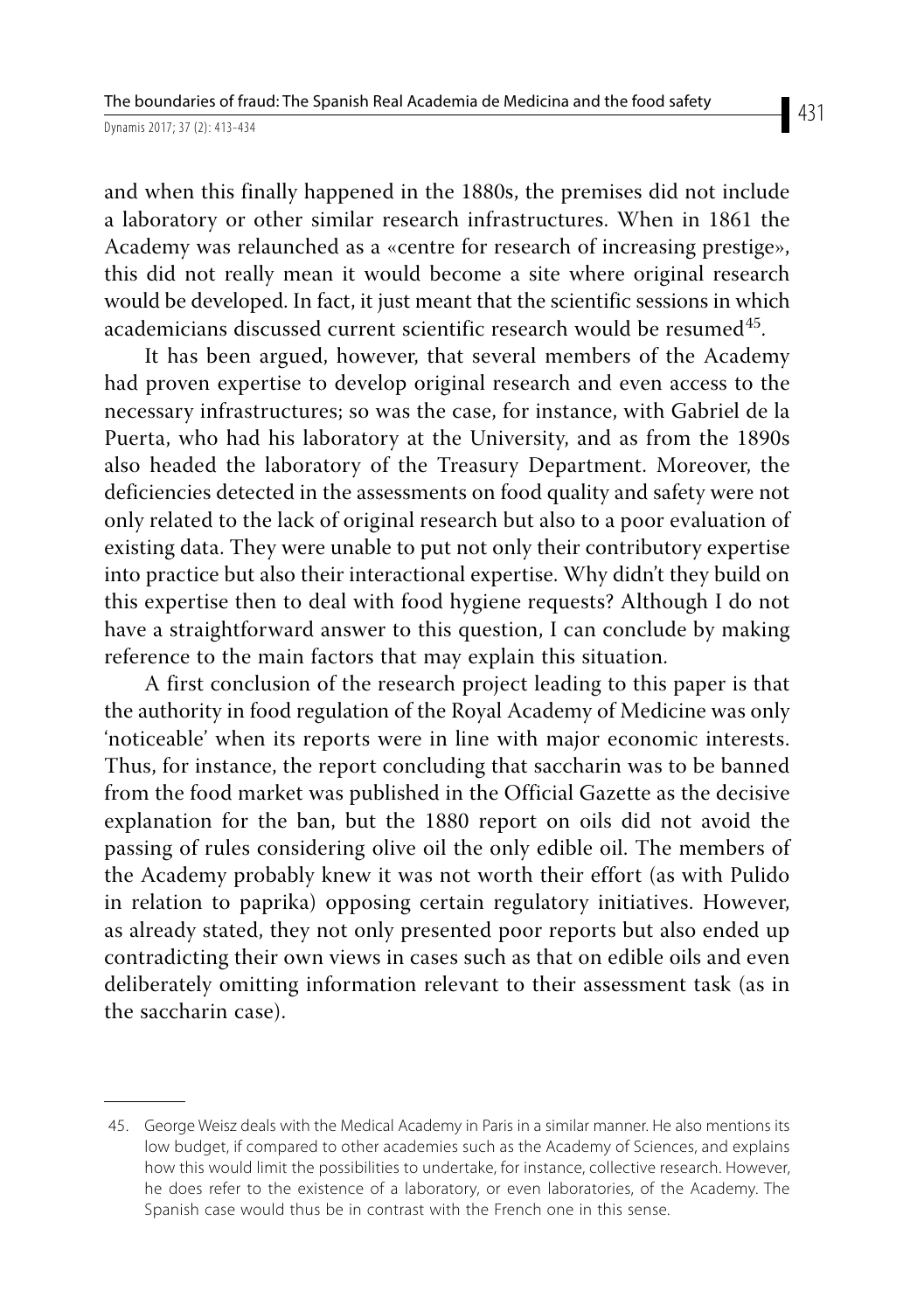and when this finally happened in the 1880s, the premises did not include a laboratory or other similar research infrastructures. When in 1861 the Academy was relaunched as a «centre for research of increasing prestige», this did not really mean it would become a site where original research would be developed. In fact, it just meant that the scientific sessions in which academicians discussed current scientific research would be resumed[45].

It has been argued, however, that several members of the Academy had proven expertise to develop original research and even access to the necessary infrastructures; so was the case, for instance, with Gabriel de la Puerta, who had his laboratory at the University, and as from the 1890s also headed the laboratory of the Treasury Department. Moreover, the deficiencies detected in the assessments on food quality and safety were not only related to the lack of original research but also to a poor evaluation of existing data. They were unable to put not only their contributory expertise into practice but also their interactional expertise. Why didn't they build on this expertise then to deal with food hygiene requests? Although I do not have a straightforward answer to this question, I can conclude by making reference to the main factors that may explain this situation.

A first conclusion of the research project leading to this paper is that the authority in food regulation of the Royal Academy of Medicine was only 'noticeable' when its reports were in line with major economic interests. Thus, for instance, the report concluding that saccharin was to be banned from the food market was published in the Official Gazette as the decisive explanation for the ban, but the 1880 report on oils did not avoid the passing of rules considering olive oil the only edible oil. The members of the Academy probably knew it was not worth their effort (as with Pulido in relation to paprika) opposing certain regulatory initiatives. However, as already stated, they not only presented poor reports but also ended up contradicting their own views in cases such as that on edible oils and even deliberately omitting information relevant to their assessment task (as in the saccharin case).

---

45. George Weisz deals with the Medical Academy in Paris in a similar manner. He also mentions its low budget, if compared to other academies such as the Academy of Sciences, and explains how this would limit the possibilities to undertake, for instance, collective research. However, he does refer to the existence of a laboratory, or even laboratories, of the Academy. The Spanish case would thus be in contrast with the French one in this sense.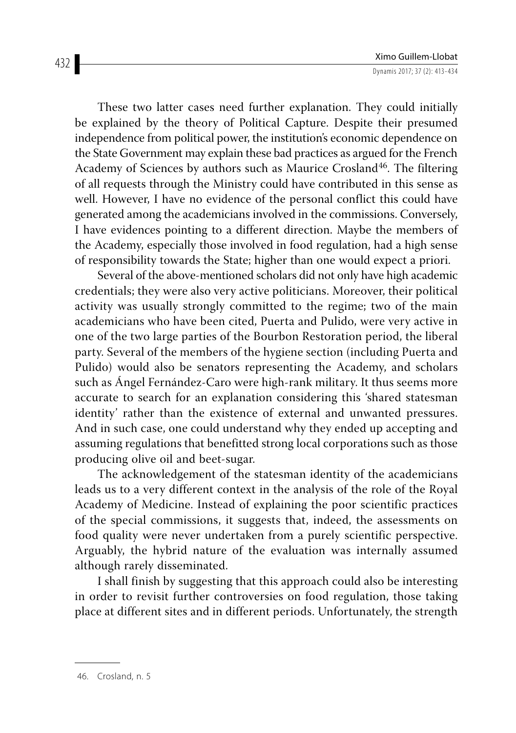These two latter cases need further explanation. They could initially be explained by the theory of Political Capture. Despite their presumed independence from political power, the institution's economic dependence on the State Government may explain these bad practices as argued for the French Academy of Sciences by authors such as Maurice Crosland[46]. The filtering of all requests through the Ministry could have contributed in this sense as well. However, I have no evidence of the personal conflict this could have generated among the academicians involved in the commissions. Conversely, I have evidences pointing to a different direction. Maybe the members of the Academy, especially those involved in food regulation, had a high sense of responsibility towards the State; higher than one would expect a priori.

Several of the above-mentioned scholars did not only have high academic credentials; they were also very active politicians. Moreover, their political activity was usually strongly committed to the regime; two of the main academicians who have been cited, Puerta and Pulido, were very active in one of the two large parties of the Bourbon Restoration period, the liberal party. Several of the members of the hygiene section (including Puerta and Pulido) would also be senators representing the Academy, and scholars such as Ángel Fernández-Caro were high-rank military. It thus seems more accurate to search for an explanation considering this 'shared statesman identity' rather than the existence of external and unwanted pressures. And in such case, one could understand why they ended up accepting and assuming regulations that benefitted strong local corporations such as those producing olive oil and beet-sugar.

The acknowledgement of the statesman identity of the academicians leads us to a very different context in the analysis of the role of the Royal Academy of Medicine. Instead of explaining the poor scientific practices of the special commissions, it suggests that, indeed, the assessments on food quality were never undertaken from a purely scientific perspective. Arguably, the hybrid nature of the evaluation was internally assumed although rarely disseminated.

I shall finish by suggesting that this approach could also be interesting in order to revisit further controversies on food regulation, those taking place at different sites and in different periods. Unfortunately, the strength

46. Crosland, n. 5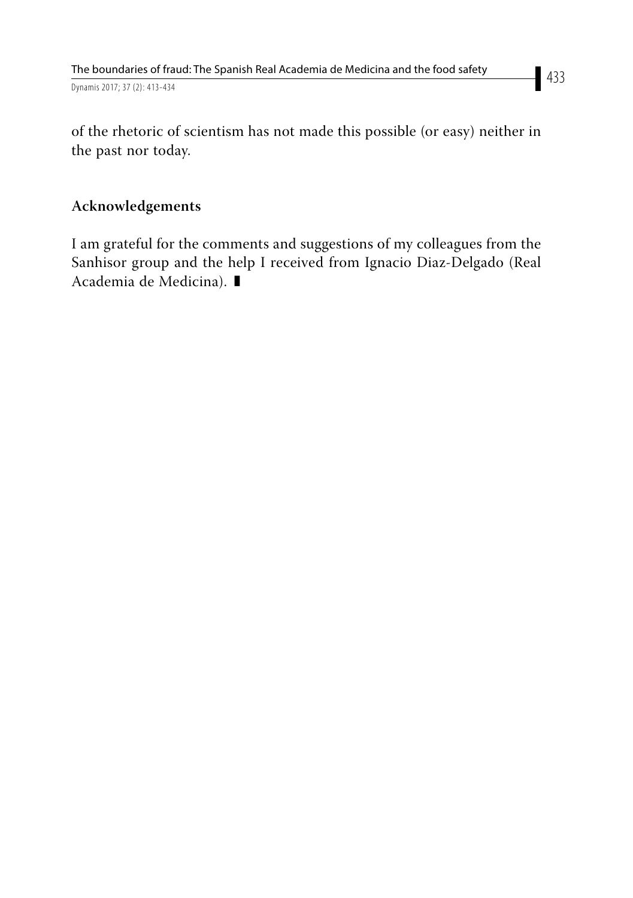of the rhetoric of scientism has not made this possible (or easy) neither in the past nor today.

## Acknowledgements

I am grateful for the comments and suggestions of my colleagues from the Sanhisor group and the help I received from Ignacio Diaz-Delgado (Real Academia de Medicina). ∎